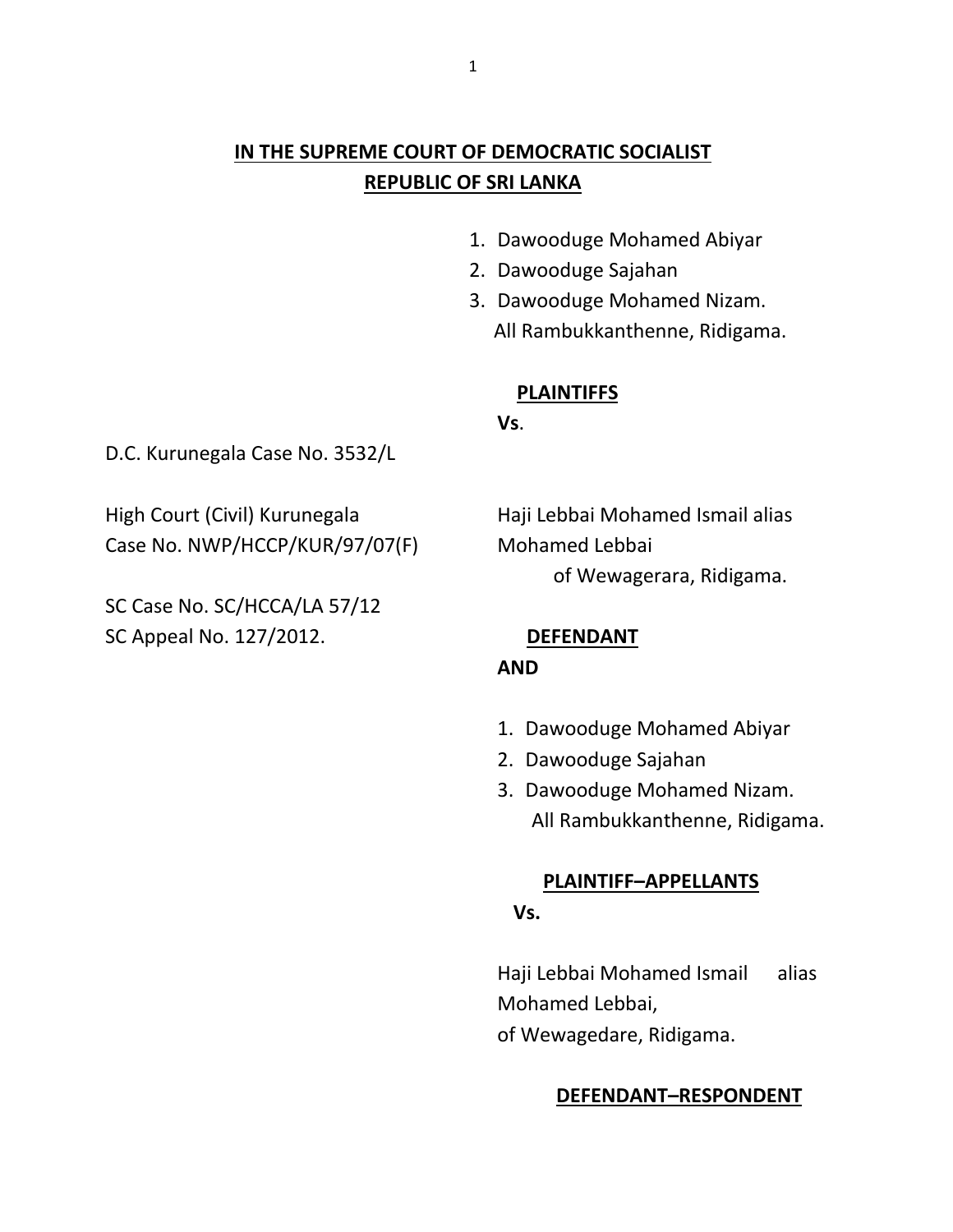# IN THE SUPREME COURT OF DEMOCRATIC SOCIALIST REPUBLIC OF SRI LANKA

1. Dawooduge Mohamed Abiyar
2. Dawooduge Sajahan
3. Dawooduge Mohamed Nizam.
   All Rambukkanthenne, Ridigama.

**PLAINTIFFS**

**Vs**.

D.C. Kurunegala Case No. 3532/L

High Court (Civil) Kurunegala
Case No. NWP/HCCP/KUR/97/07(F)

SC Case No. SC/HCCA/LA 57/12
SC Appeal No. 127/2012.

Haji Lebbai Mohamed Ismail alias
Mohamed Lebbai
of Wewagerara, Ridigama.

**DEFENDANT**

**AND**

1. Dawooduge Mohamed Abiyar
2. Dawooduge Sajahan
3. Dawooduge Mohamed Nizam.
   All Rambukkanthenne, Ridigama.

**PLAINTIFF–APPELLANTS**

**Vs.**

Haji Lebbai Mohamed Ismail alias
Mohamed Lebbai,
of Wewagedare, Ridigama.

**DEFENDANT–RESPONDENT**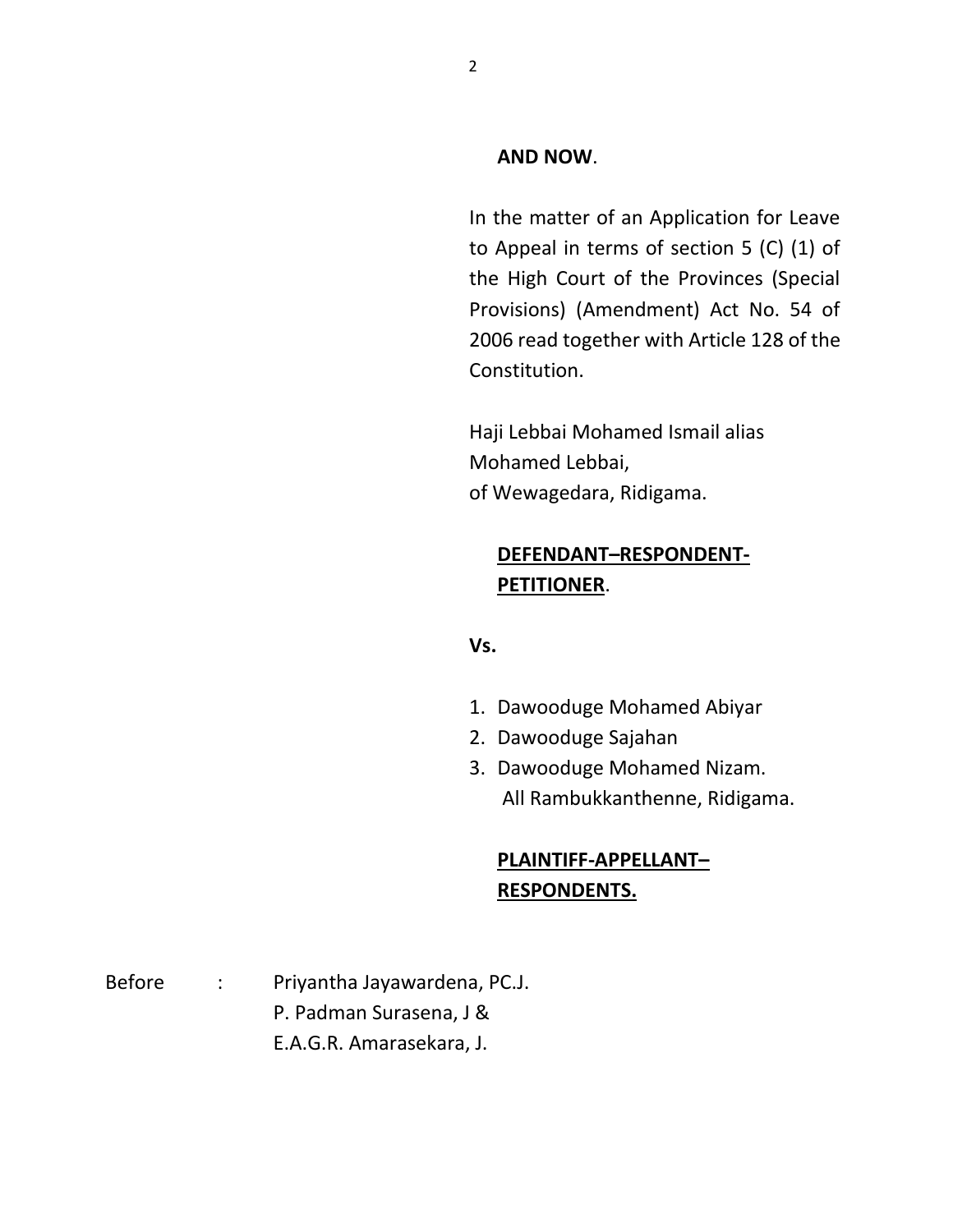**AND NOW**.

In the matter of an Application for Leave to Appeal in terms of section 5 (C) (1) of the High Court of the Provinces (Special Provisions) (Amendment) Act No. 54 of 2006 read together with Article 128 of the Constitution.

Haji Lebbai Mohamed Ismail alias Mohamed Lebbai,
of Wewagedara, Ridigama.

**DEFENDANT–RESPONDENT-PETITIONER**.

**Vs.**

1. Dawooduge Mohamed Abiyar
2. Dawooduge Sajahan
3. Dawooduge Mohamed Nizam.
   All Rambukkanthenne, Ridigama.

**PLAINTIFF-APPELLANT–RESPONDENTS.**

Before : Priyantha Jayawardena, PC.J.
P. Padman Surasena, J &
E.A.G.R. Amarasekara, J.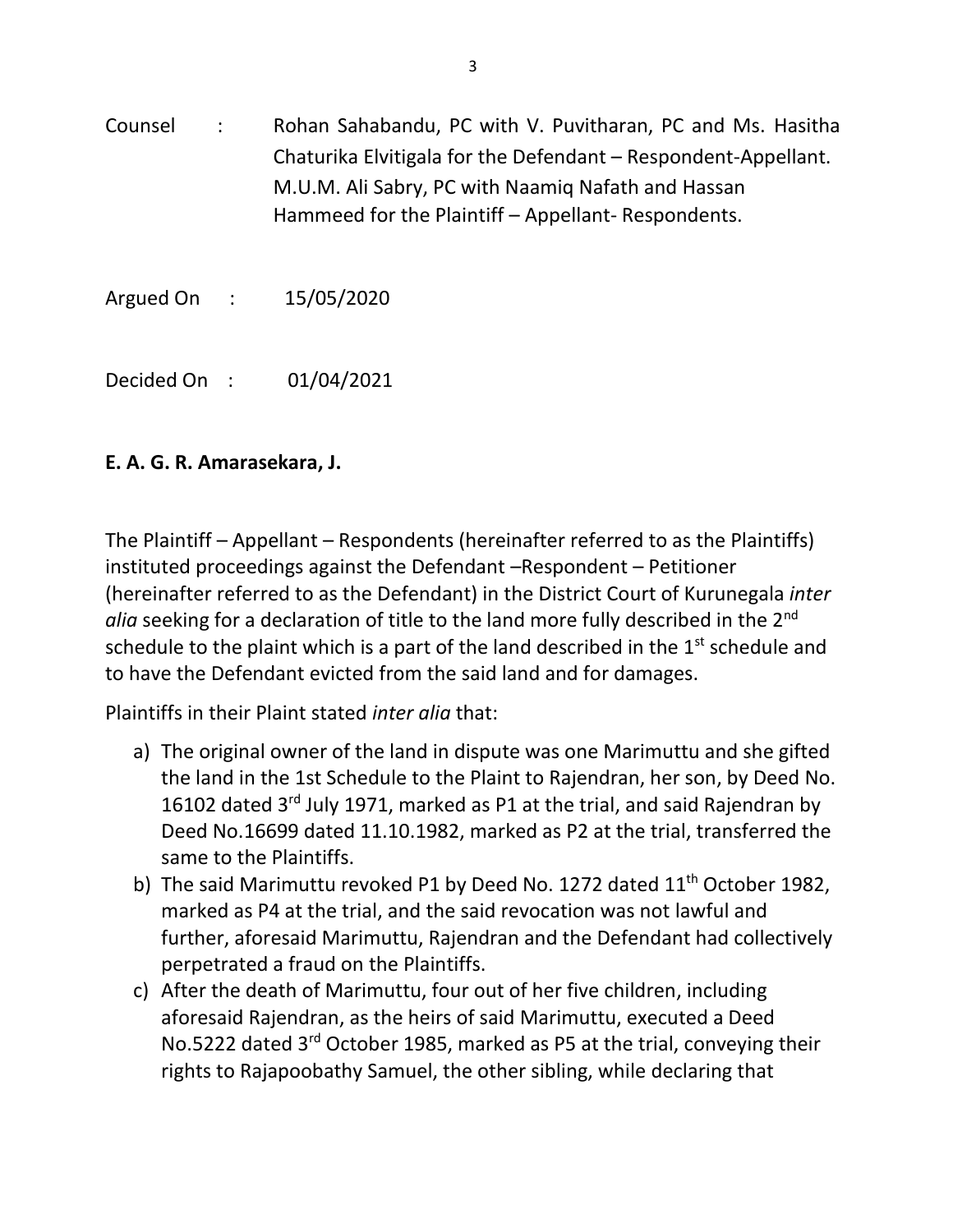Counsel : Rohan Sahabandu, PC with V. Puvitharan, PC and Ms. Hasitha Chaturika Elvitigala for the Defendant – Respondent-Appellant.
M.U.M. Ali Sabry, PC with Naamiq Nafath and Hassan Hammeed for the Plaintiff – Appellant- Respondents.

Argued On : 15/05/2020

Decided On : 01/04/2021

**E. A. G. R. Amarasekara, J.**

The Plaintiff – Appellant – Respondents (hereinafter referred to as the Plaintiffs) instituted proceedings against the Defendant –Respondent – Petitioner (hereinafter referred to as the Defendant) in the District Court of Kurunegala *inter alia* seeking for a declaration of title to the land more fully described in the 2nd schedule to the plaint which is a part of the land described in the 1st schedule and to have the Defendant evicted from the said land and for damages.

Plaintiffs in their Plaint stated *inter alia* that:

a) The original owner of the land in dispute was one Marimuttu and she gifted the land in the 1st Schedule to the Plaint to Rajendran, her son, by Deed No. 16102 dated 3rd July 1971, marked as P1 at the trial, and said Rajendran by Deed No.16699 dated 11.10.1982, marked as P2 at the trial, transferred the same to the Plaintiffs.
b) The said Marimuttu revoked P1 by Deed No. 1272 dated 11th October 1982, marked as P4 at the trial, and the said revocation was not lawful and further, aforesaid Marimuttu, Rajendran and the Defendant had collectively perpetrated a fraud on the Plaintiffs.
c) After the death of Marimuttu, four out of her five children, including aforesaid Rajendran, as the heirs of said Marimuttu, executed a Deed No.5222 dated 3rd October 1985, marked as P5 at the trial, conveying their rights to Rajapoobathy Samuel, the other sibling, while declaring that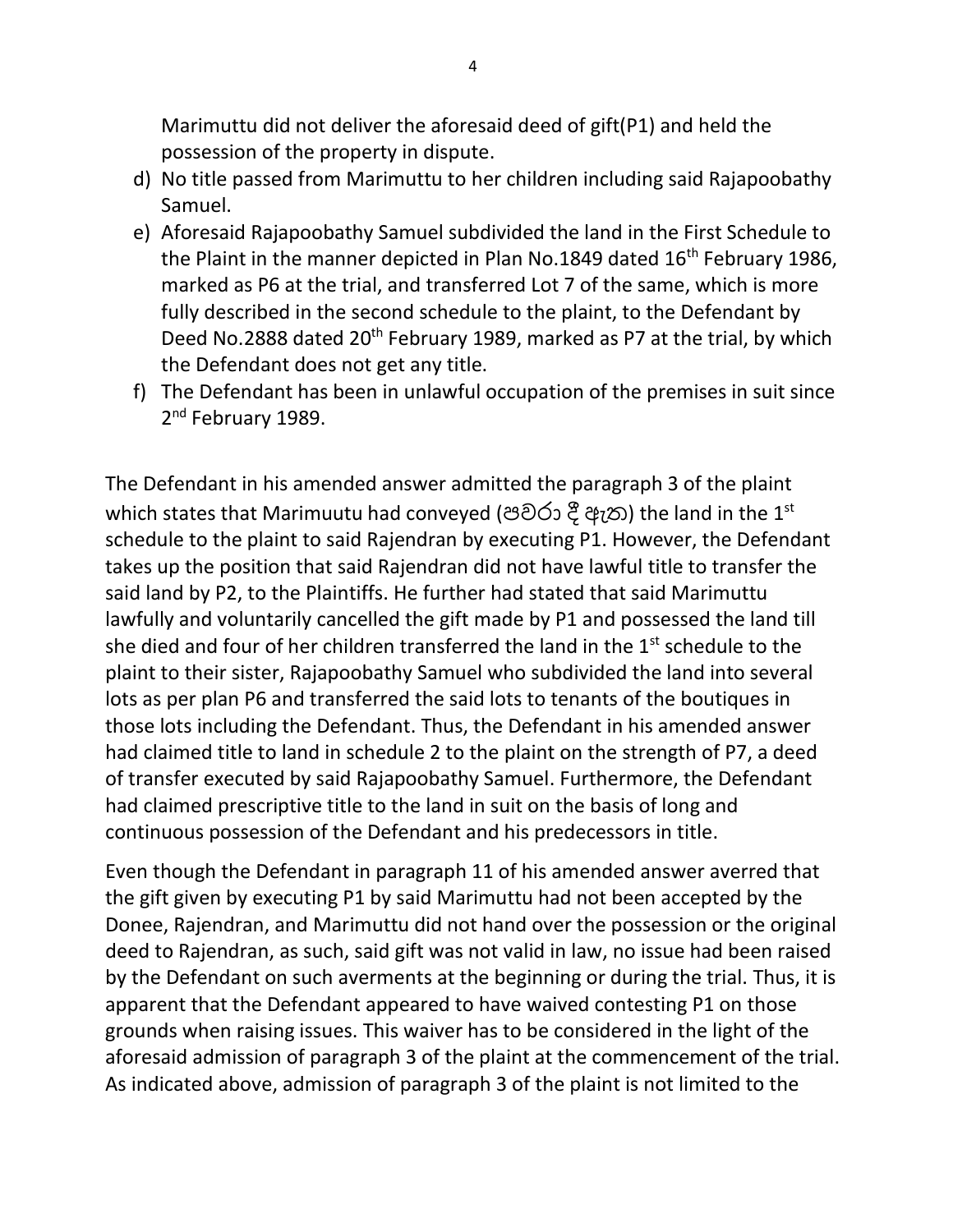Marimuttu did not deliver the aforesaid deed of gift(P1) and held the possession of the property in dispute.

d) No title passed from Marimuttu to her children including said Rajapoobathy Samuel.
e) Aforesaid Rajapoobathy Samuel subdivided the land in the First Schedule to the Plaint in the manner depicted in Plan No.1849 dated 16th February 1986, marked as P6 at the trial, and transferred Lot 7 of the same, which is more fully described in the second schedule to the plaint, to the Defendant by Deed No.2888 dated 20th February 1989, marked as P7 at the trial, by which the Defendant does not get any title.
f) The Defendant has been in unlawful occupation of the premises in suit since 2nd February 1989.

The Defendant in his amended answer admitted the paragraph 3 of the plaint which states that Marimuutu had conveyed (පවරා දී ඇත) the land in the 1st schedule to the plaint to said Rajendran by executing P1. However, the Defendant takes up the position that said Rajendran did not have lawful title to transfer the said land by P2, to the Plaintiffs. He further had stated that said Marimuttu lawfully and voluntarily cancelled the gift made by P1 and possessed the land till she died and four of her children transferred the land in the 1st schedule to the plaint to their sister, Rajapoobathy Samuel who subdivided the land into several lots as per plan P6 and transferred the said lots to tenants of the boutiques in those lots including the Defendant. Thus, the Defendant in his amended answer had claimed title to land in schedule 2 to the plaint on the strength of P7, a deed of transfer executed by said Rajapoobathy Samuel. Furthermore, the Defendant had claimed prescriptive title to the land in suit on the basis of long and continuous possession of the Defendant and his predecessors in title.

Even though the Defendant in paragraph 11 of his amended answer averred that the gift given by executing P1 by said Marimuttu had not been accepted by the Donee, Rajendran, and Marimuttu did not hand over the possession or the original deed to Rajendran, as such, said gift was not valid in law, no issue had been raised by the Defendant on such averments at the beginning or during the trial. Thus, it is apparent that the Defendant appeared to have waived contesting P1 on those grounds when raising issues. This waiver has to be considered in the light of the aforesaid admission of paragraph 3 of the plaint at the commencement of the trial. As indicated above, admission of paragraph 3 of the plaint is not limited to the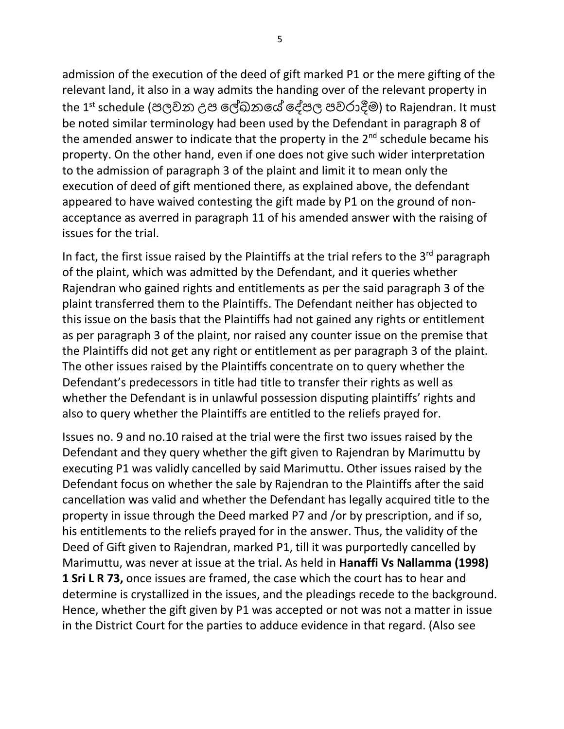admission of the execution of the deed of gift marked P1 or the mere gifting of the relevant land, it also in a way admits the handing over of the relevant property in the 1st schedule (පලවන උප ලේඛනයේ දේපල පවරාදීම) to Rajendran. It must be noted similar terminology had been used by the Defendant in paragraph 8 of the amended answer to indicate that the property in the 2nd schedule became his property. On the other hand, even if one does not give such wider interpretation to the admission of paragraph 3 of the plaint and limit it to mean only the execution of deed of gift mentioned there, as explained above, the defendant appeared to have waived contesting the gift made by P1 on the ground of non-acceptance as averred in paragraph 11 of his amended answer with the raising of issues for the trial.

In fact, the first issue raised by the Plaintiffs at the trial refers to the 3rd paragraph of the plaint, which was admitted by the Defendant, and it queries whether Rajendran who gained rights and entitlements as per the said paragraph 3 of the plaint transferred them to the Plaintiffs. The Defendant neither has objected to this issue on the basis that the Plaintiffs had not gained any rights or entitlement as per paragraph 3 of the plaint, nor raised any counter issue on the premise that the Plaintiffs did not get any right or entitlement as per paragraph 3 of the plaint. The other issues raised by the Plaintiffs concentrate on to query whether the Defendant's predecessors in title had title to transfer their rights as well as whether the Defendant is in unlawful possession disputing plaintiffs' rights and also to query whether the Plaintiffs are entitled to the reliefs prayed for.

Issues no. 9 and no.10 raised at the trial were the first two issues raised by the Defendant and they query whether the gift given to Rajendran by Marimuttu by executing P1 was validly cancelled by said Marimuttu. Other issues raised by the Defendant focus on whether the sale by Rajendran to the Plaintiffs after the said cancellation was valid and whether the Defendant has legally acquired title to the property in issue through the Deed marked P7 and /or by prescription, and if so, his entitlements to the reliefs prayed for in the answer. Thus, the validity of the Deed of Gift given to Rajendran, marked P1, till it was purportedly cancelled by Marimuttu, was never at issue at the trial. As held in **Hanaffi Vs Nallamma (1998) 1 Sri L R 73,** once issues are framed, the case which the court has to hear and determine is crystallized in the issues, and the pleadings recede to the background. Hence, whether the gift given by P1 was accepted or not was not a matter in issue in the District Court for the parties to adduce evidence in that regard. (Also see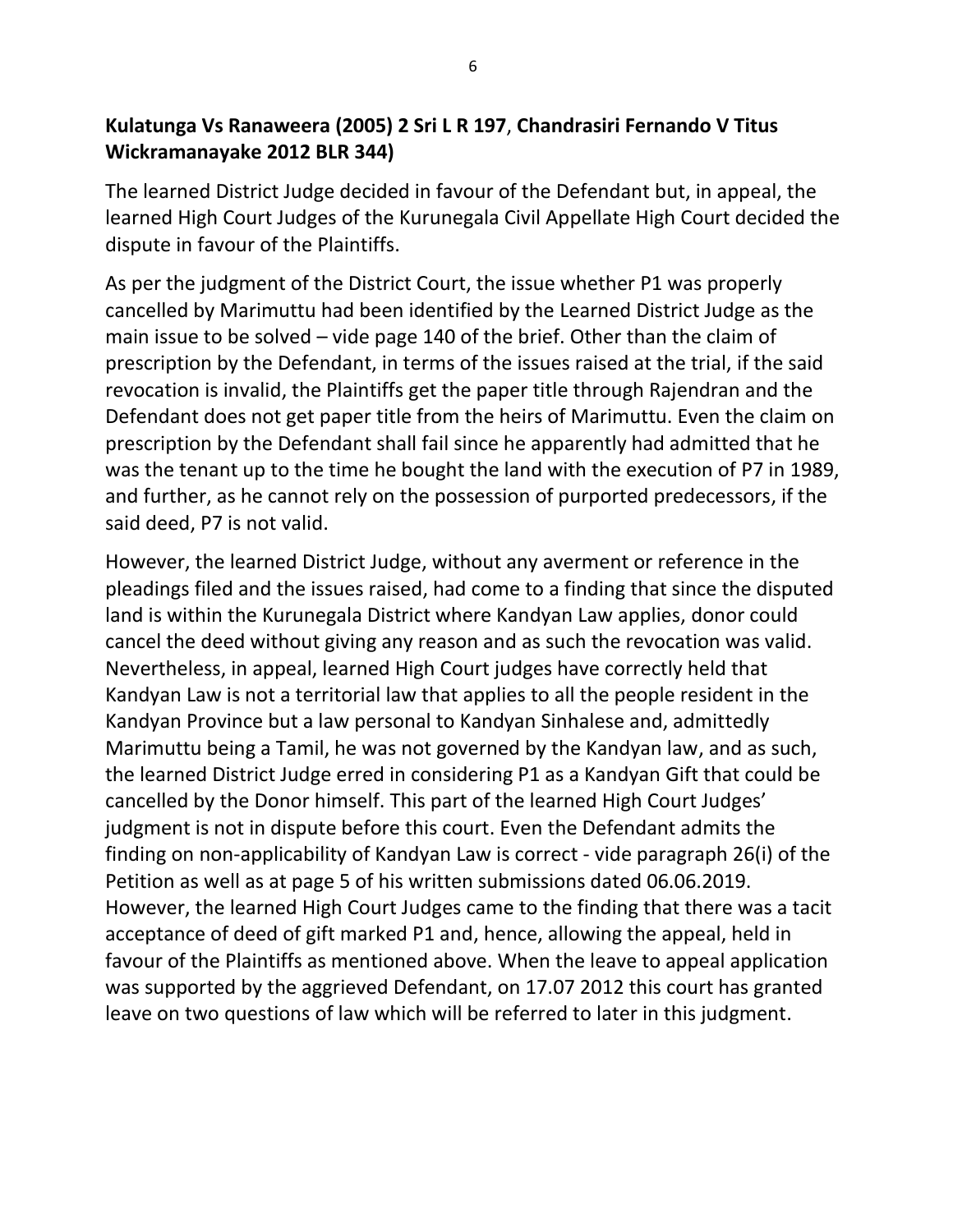**Kulatunga Vs Ranaweera (2005) 2 Sri L R 197**, **Chandrasiri Fernando V Titus Wickramanayake 2012 BLR 344)**

The learned District Judge decided in favour of the Defendant but, in appeal, the learned High Court Judges of the Kurunegala Civil Appellate High Court decided the dispute in favour of the Plaintiffs.

As per the judgment of the District Court, the issue whether P1 was properly cancelled by Marimuttu had been identified by the Learned District Judge as the main issue to be solved – vide page 140 of the brief. Other than the claim of prescription by the Defendant, in terms of the issues raised at the trial, if the said revocation is invalid, the Plaintiffs get the paper title through Rajendran and the Defendant does not get paper title from the heirs of Marimuttu. Even the claim on prescription by the Defendant shall fail since he apparently had admitted that he was the tenant up to the time he bought the land with the execution of P7 in 1989, and further, as he cannot rely on the possession of purported predecessors, if the said deed, P7 is not valid.

However, the learned District Judge, without any averment or reference in the pleadings filed and the issues raised, had come to a finding that since the disputed land is within the Kurunegala District where Kandyan Law applies, donor could cancel the deed without giving any reason and as such the revocation was valid. Nevertheless, in appeal, learned High Court judges have correctly held that Kandyan Law is not a territorial law that applies to all the people resident in the Kandyan Province but a law personal to Kandyan Sinhalese and, admittedly Marimuttu being a Tamil, he was not governed by the Kandyan law, and as such, the learned District Judge erred in considering P1 as a Kandyan Gift that could be cancelled by the Donor himself. This part of the learned High Court Judges' judgment is not in dispute before this court. Even the Defendant admits the finding on non-applicability of Kandyan Law is correct - vide paragraph 26(i) of the Petition as well as at page 5 of his written submissions dated 06.06.2019. However, the learned High Court Judges came to the finding that there was a tacit acceptance of deed of gift marked P1 and, hence, allowing the appeal, held in favour of the Plaintiffs as mentioned above. When the leave to appeal application was supported by the aggrieved Defendant, on 17.07 2012 this court has granted leave on two questions of law which will be referred to later in this judgment.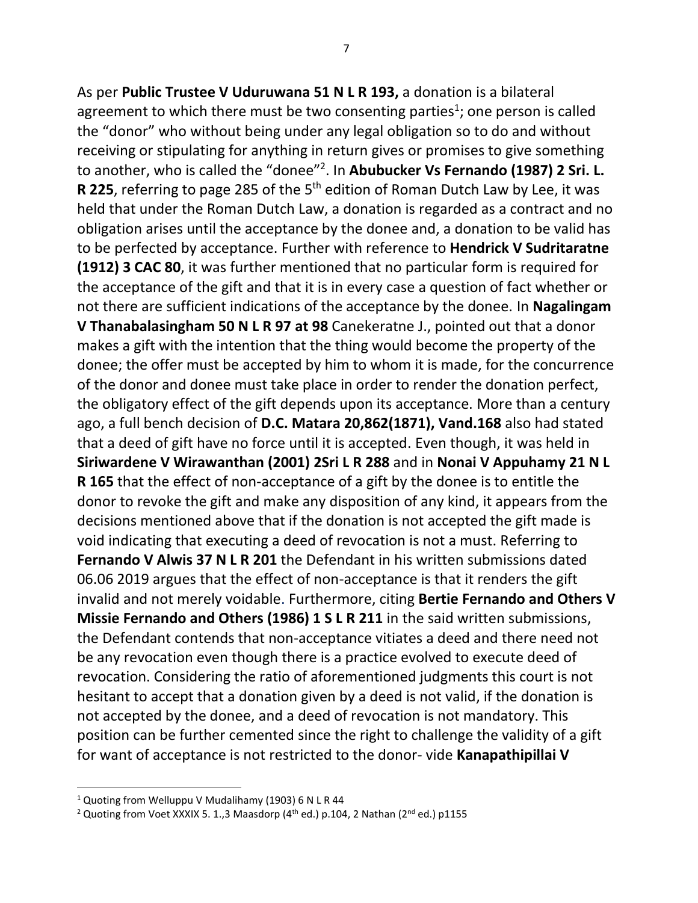As per **Public Trustee V Uduruwana 51 N L R 193,** a donation is a bilateral agreement to which there must be two consenting parties[1]; one person is called the "donor" who without being under any legal obligation so to do and without receiving or stipulating for anything in return gives or promises to give something to another, who is called the "donee"[2]. In **Abubucker Vs Fernando (1987) 2 Sri. L. R 225**, referring to page 285 of the 5th edition of Roman Dutch Law by Lee, it was held that under the Roman Dutch Law, a donation is regarded as a contract and no obligation arises until the acceptance by the donee and, a donation to be valid has to be perfected by acceptance. Further with reference to **Hendrick V Sudritaratne (1912) 3 CAC 80**, it was further mentioned that no particular form is required for the acceptance of the gift and that it is in every case a question of fact whether or not there are sufficient indications of the acceptance by the donee. In **Nagalingam V Thanabalasingham 50 N L R 97 at 98** Canekeratne J., pointed out that a donor makes a gift with the intention that the thing would become the property of the donee; the offer must be accepted by him to whom it is made, for the concurrence of the donor and donee must take place in order to render the donation perfect, the obligatory effect of the gift depends upon its acceptance. More than a century ago, a full bench decision of **D.C. Matara 20,862(1871), Vand.168** also had stated that a deed of gift have no force until it is accepted. Even though, it was held in **Siriwardene V Wirawanthan (2001) 2Sri L R 288** and in **Nonai V Appuhamy 21 N L R 165** that the effect of non-acceptance of a gift by the donee is to entitle the donor to revoke the gift and make any disposition of any kind, it appears from the decisions mentioned above that if the donation is not accepted the gift made is void indicating that executing a deed of revocation is not a must. Referring to **Fernando V Alwis 37 N L R 201** the Defendant in his written submissions dated 06.06 2019 argues that the effect of non-acceptance is that it renders the gift invalid and not merely voidable. Furthermore, citing **Bertie Fernando and Others V Missie Fernando and Others (1986) 1 S L R 211** in the said written submissions, the Defendant contends that non-acceptance vitiates a deed and there need not be any revocation even though there is a practice evolved to execute deed of revocation. Considering the ratio of aforementioned judgments this court is not hesitant to accept that a donation given by a deed is not valid, if the donation is not accepted by the donee, and a deed of revocation is not mandatory. This position can be further cemented since the right to challenge the validity of a gift for want of acceptance is not restricted to the donor- vide **Kanapathipillai V**

---

[1] Quoting from Welluppu V Mudalihamy (1903) 6 N L R 44

[2] Quoting from Voet XXXIX 5. 1.,3 Maasdorp (4th ed.) p.104, 2 Nathan (2nd ed.) p1155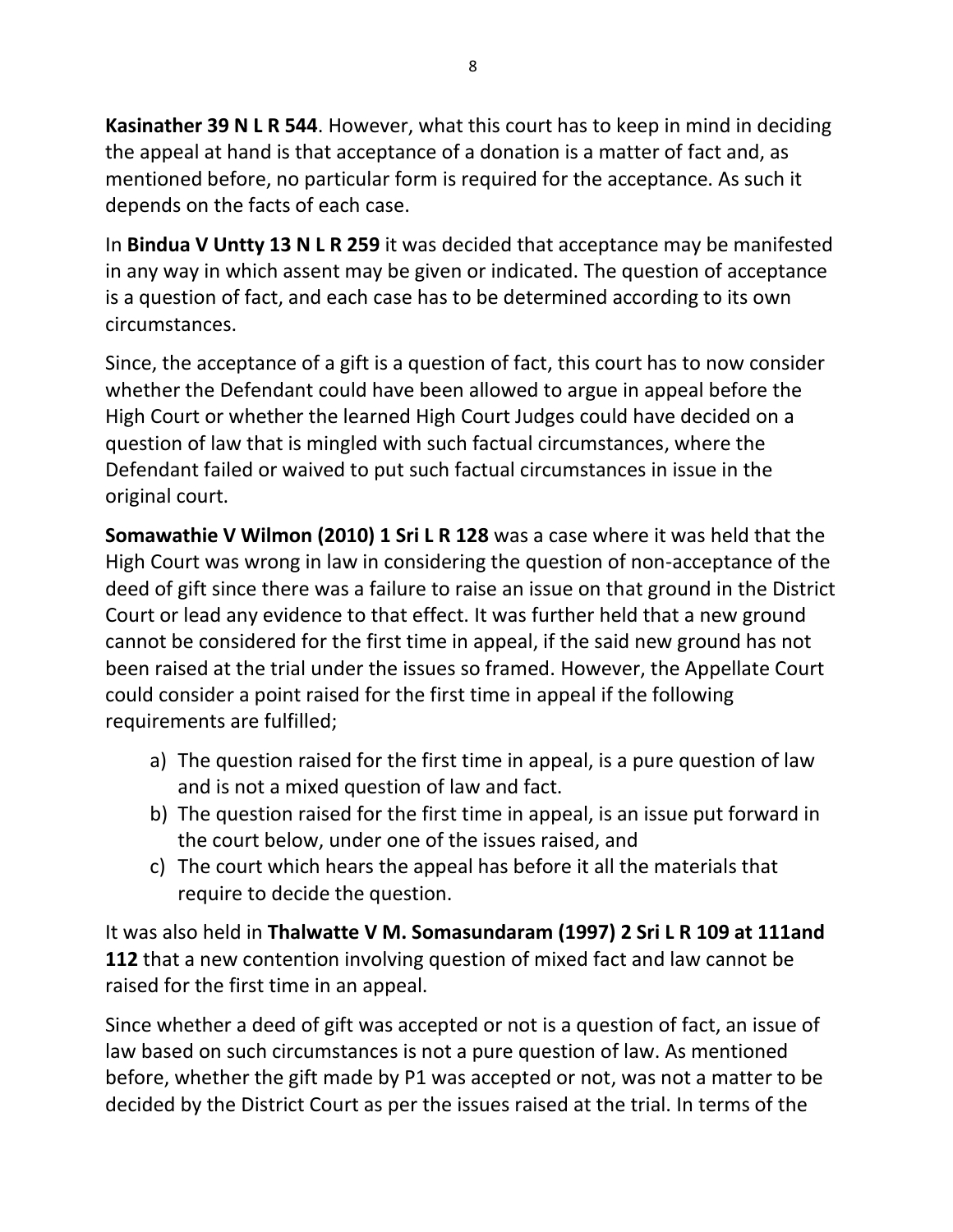**Kasinather 39 N L R 544**. However, what this court has to keep in mind in deciding the appeal at hand is that acceptance of a donation is a matter of fact and, as mentioned before, no particular form is required for the acceptance. As such it depends on the facts of each case.

In **Bindua V Untty 13 N L R 259** it was decided that acceptance may be manifested in any way in which assent may be given or indicated. The question of acceptance is a question of fact, and each case has to be determined according to its own circumstances.

Since, the acceptance of a gift is a question of fact, this court has to now consider whether the Defendant could have been allowed to argue in appeal before the High Court or whether the learned High Court Judges could have decided on a question of law that is mingled with such factual circumstances, where the Defendant failed or waived to put such factual circumstances in issue in the original court.

**Somawathie V Wilmon (2010) 1 Sri L R 128** was a case where it was held that the High Court was wrong in law in considering the question of non-acceptance of the deed of gift since there was a failure to raise an issue on that ground in the District Court or lead any evidence to that effect. It was further held that a new ground cannot be considered for the first time in appeal, if the said new ground has not been raised at the trial under the issues so framed. However, the Appellate Court could consider a point raised for the first time in appeal if the following requirements are fulfilled;

a) The question raised for the first time in appeal, is a pure question of law and is not a mixed question of law and fact.
b) The question raised for the first time in appeal, is an issue put forward in the court below, under one of the issues raised, and
c) The court which hears the appeal has before it all the materials that require to decide the question.

It was also held in **Thalwatte V M. Somasundaram (1997) 2 Sri L R 109 at 111and 112** that a new contention involving question of mixed fact and law cannot be raised for the first time in an appeal.

Since whether a deed of gift was accepted or not is a question of fact, an issue of law based on such circumstances is not a pure question of law. As mentioned before, whether the gift made by P1 was accepted or not, was not a matter to be decided by the District Court as per the issues raised at the trial. In terms of the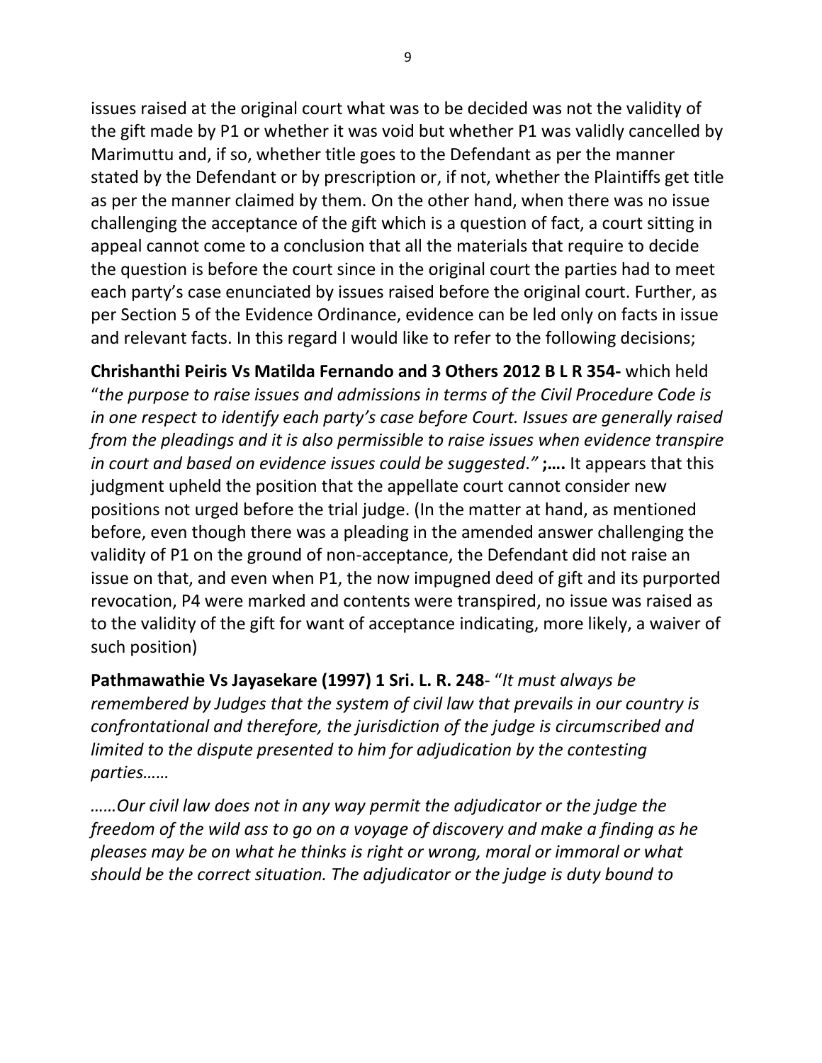issues raised at the original court what was to be decided was not the validity of the gift made by P1 or whether it was void but whether P1 was validly cancelled by Marimuttu and, if so, whether title goes to the Defendant as per the manner stated by the Defendant or by prescription or, if not, whether the Plaintiffs get title as per the manner claimed by them. On the other hand, when there was no issue challenging the acceptance of the gift which is a question of fact, a court sitting in appeal cannot come to a conclusion that all the materials that require to decide the question is before the court since in the original court the parties had to meet each party's case enunciated by issues raised before the original court. Further, as per Section 5 of the Evidence Ordinance, evidence can be led only on facts in issue and relevant facts. In this regard I would like to refer to the following decisions;

**Chrishanthi Peiris Vs Matilda Fernando and 3 Others 2012 B L R 354-** which held "*the purpose to raise issues and admissions in terms of the Civil Procedure Code is in one respect to identify each party's case before Court. Issues are generally raised from the pleadings and it is also permissible to raise issues when evidence transpire in court and based on evidence issues could be suggested*." **;….** It appears that this judgment upheld the position that the appellate court cannot consider new positions not urged before the trial judge. (In the matter at hand, as mentioned before, even though there was a pleading in the amended answer challenging the validity of P1 on the ground of non-acceptance, the Defendant did not raise an issue on that, and even when P1, the now impugned deed of gift and its purported revocation, P4 were marked and contents were transpired, no issue was raised as to the validity of the gift for want of acceptance indicating, more likely, a waiver of such position)

**Pathmawathie Vs Jayasekare (1997) 1 Sri. L. R. 248**- "*It must always be remembered by Judges that the system of civil law that prevails in our country is confrontational and therefore, the jurisdiction of the judge is circumscribed and limited to the dispute presented to him for adjudication by the contesting parties……*

*……Our civil law does not in any way permit the adjudicator or the judge the freedom of the wild ass to go on a voyage of discovery and make a finding as he pleases may be on what he thinks is right or wrong, moral or immoral or what should be the correct situation. The adjudicator or the judge is duty bound to*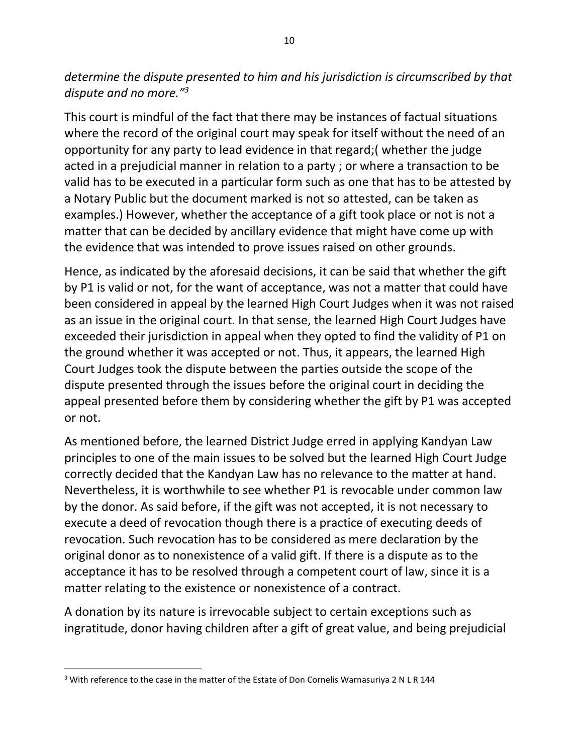*determine the dispute presented to him and his jurisdiction is circumscribed by that dispute and no more."*[3]

This court is mindful of the fact that there may be instances of factual situations where the record of the original court may speak for itself without the need of an opportunity for any party to lead evidence in that regard;( whether the judge acted in a prejudicial manner in relation to a party ; or where a transaction to be valid has to be executed in a particular form such as one that has to be attested by a Notary Public but the document marked is not so attested, can be taken as examples.) However, whether the acceptance of a gift took place or not is not a matter that can be decided by ancillary evidence that might have come up with the evidence that was intended to prove issues raised on other grounds.

Hence, as indicated by the aforesaid decisions, it can be said that whether the gift by P1 is valid or not, for the want of acceptance, was not a matter that could have been considered in appeal by the learned High Court Judges when it was not raised as an issue in the original court. In that sense, the learned High Court Judges have exceeded their jurisdiction in appeal when they opted to find the validity of P1 on the ground whether it was accepted or not. Thus, it appears, the learned High Court Judges took the dispute between the parties outside the scope of the dispute presented through the issues before the original court in deciding the appeal presented before them by considering whether the gift by P1 was accepted or not.

As mentioned before, the learned District Judge erred in applying Kandyan Law principles to one of the main issues to be solved but the learned High Court Judge correctly decided that the Kandyan Law has no relevance to the matter at hand. Nevertheless, it is worthwhile to see whether P1 is revocable under common law by the donor. As said before, if the gift was not accepted, it is not necessary to execute a deed of revocation though there is a practice of executing deeds of revocation. Such revocation has to be considered as mere declaration by the original donor as to nonexistence of a valid gift. If there is a dispute as to the acceptance it has to be resolved through a competent court of law, since it is a matter relating to the existence or nonexistence of a contract.

A donation by its nature is irrevocable subject to certain exceptions such as ingratitude, donor having children after a gift of great value, and being prejudicial

---

[3] With reference to the case in the matter of the Estate of Don Cornelis Warnasuriya 2 N L R 144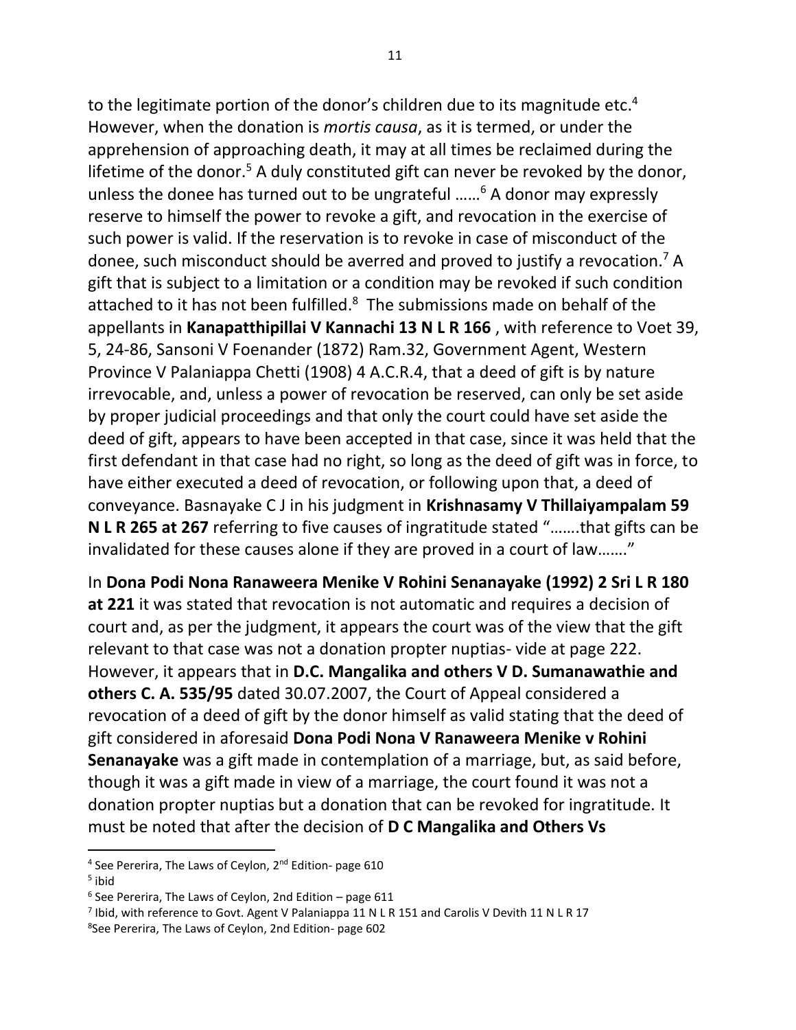to the legitimate portion of the donor's children due to its magnitude etc.[4] However, when the donation is *mortis causa*, as it is termed, or under the apprehension of approaching death, it may at all times be reclaimed during the lifetime of the donor.[5] A duly constituted gift can never be revoked by the donor, unless the donee has turned out to be ungrateful ……[6] A donor may expressly reserve to himself the power to revoke a gift, and revocation in the exercise of such power is valid. If the reservation is to revoke in case of misconduct of the donee, such misconduct should be averred and proved to justify a revocation.[7] A gift that is subject to a limitation or a condition may be revoked if such condition attached to it has not been fulfilled.[8] The submissions made on behalf of the appellants in **Kanapatthipillai V Kannachi 13 N L R 166** , with reference to Voet 39, 5, 24-86, Sansoni V Foenander (1872) Ram.32, Government Agent, Western Province V Palaniappa Chetti (1908) 4 A.C.R.4, that a deed of gift is by nature irrevocable, and, unless a power of revocation be reserved, can only be set aside by proper judicial proceedings and that only the court could have set aside the deed of gift, appears to have been accepted in that case, since it was held that the first defendant in that case had no right, so long as the deed of gift was in force, to have either executed a deed of revocation, or following upon that, a deed of conveyance. Basnayake C J in his judgment in **Krishnasamy V Thillaiyampalam 59 N L R 265 at 267** referring to five causes of ingratitude stated "…….that gifts can be invalidated for these causes alone if they are proved in a court of law……."

In **Dona Podi Nona Ranaweera Menike V Rohini Senanayake (1992) 2 Sri L R 180 at 221** it was stated that revocation is not automatic and requires a decision of court and, as per the judgment, it appears the court was of the view that the gift relevant to that case was not a donation propter nuptias- vide at page 222. However, it appears that in **D.C. Mangalika and others V D. Sumanawathie and others C. A. 535/95** dated 30.07.2007, the Court of Appeal considered a revocation of a deed of gift by the donor himself as valid stating that the deed of gift considered in aforesaid **Dona Podi Nona V Ranaweera Menike v Rohini Senanayake** was a gift made in contemplation of a marriage, but, as said before, though it was a gift made in view of a marriage, the court found it was not a donation propter nuptias but a donation that can be revoked for ingratitude. It must be noted that after the decision of **D C Mangalika and Others Vs**

---

[4] See Pererira, The Laws of Ceylon, 2nd Edition- page 610

[5] ibid

[6] See Pererira, The Laws of Ceylon, 2nd Edition – page 611

[7] Ibid, with reference to Govt. Agent V Palaniappa 11 N L R 151 and Carolis V Devith 11 N L R 17

[8] See Pererira, The Laws of Ceylon, 2nd Edition- page 602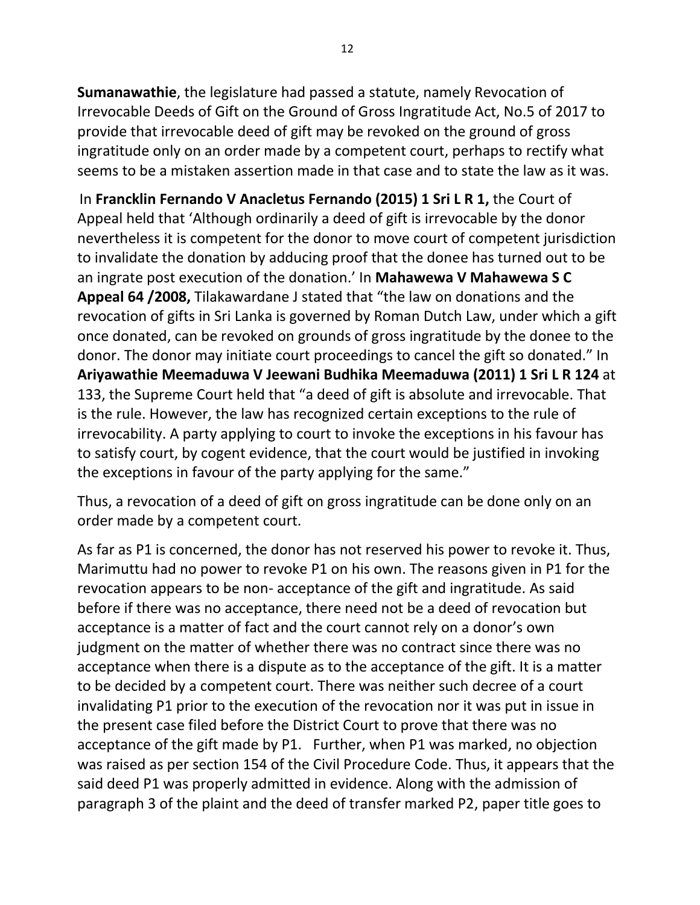**Sumanawathie**, the legislature had passed a statute, namely Revocation of Irrevocable Deeds of Gift on the Ground of Gross Ingratitude Act, No.5 of 2017 to provide that irrevocable deed of gift may be revoked on the ground of gross ingratitude only on an order made by a competent court, perhaps to rectify what seems to be a mistaken assertion made in that case and to state the law as it was.

In **Francklin Fernando V Anacletus Fernando (2015) 1 Sri L R 1,** the Court of Appeal held that 'Although ordinarily a deed of gift is irrevocable by the donor nevertheless it is competent for the donor to move court of competent jurisdiction to invalidate the donation by adducing proof that the donee has turned out to be an ingrate post execution of the donation.' In **Mahawewa V Mahawewa S C Appeal 64 /2008,** Tilakawardane J stated that "the law on donations and the revocation of gifts in Sri Lanka is governed by Roman Dutch Law, under which a gift once donated, can be revoked on grounds of gross ingratitude by the donee to the donor. The donor may initiate court proceedings to cancel the gift so donated." In **Ariyawathie Meemaduwa V Jeewani Budhika Meemaduwa (2011) 1 Sri L R 124** at 133, the Supreme Court held that "a deed of gift is absolute and irrevocable. That is the rule. However, the law has recognized certain exceptions to the rule of irrevocability. A party applying to court to invoke the exceptions in his favour has to satisfy court, by cogent evidence, that the court would be justified in invoking the exceptions in favour of the party applying for the same."

Thus, a revocation of a deed of gift on gross ingratitude can be done only on an order made by a competent court.

As far as P1 is concerned, the donor has not reserved his power to revoke it. Thus, Marimuttu had no power to revoke P1 on his own. The reasons given in P1 for the revocation appears to be non- acceptance of the gift and ingratitude. As said before if there was no acceptance, there need not be a deed of revocation but acceptance is a matter of fact and the court cannot rely on a donor's own judgment on the matter of whether there was no contract since there was no acceptance when there is a dispute as to the acceptance of the gift. It is a matter to be decided by a competent court. There was neither such decree of a court invalidating P1 prior to the execution of the revocation nor it was put in issue in the present case filed before the District Court to prove that there was no acceptance of the gift made by P1. Further, when P1 was marked, no objection was raised as per section 154 of the Civil Procedure Code. Thus, it appears that the said deed P1 was properly admitted in evidence. Along with the admission of paragraph 3 of the plaint and the deed of transfer marked P2, paper title goes to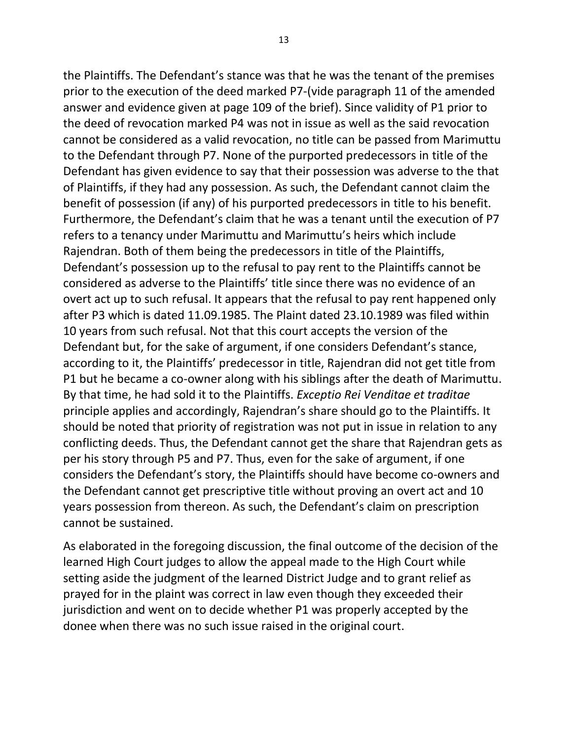the Plaintiffs. The Defendant's stance was that he was the tenant of the premises prior to the execution of the deed marked P7-(vide paragraph 11 of the amended answer and evidence given at page 109 of the brief). Since validity of P1 prior to the deed of revocation marked P4 was not in issue as well as the said revocation cannot be considered as a valid revocation, no title can be passed from Marimuttu to the Defendant through P7. None of the purported predecessors in title of the Defendant has given evidence to say that their possession was adverse to the that of Plaintiffs, if they had any possession. As such, the Defendant cannot claim the benefit of possession (if any) of his purported predecessors in title to his benefit. Furthermore, the Defendant's claim that he was a tenant until the execution of P7 refers to a tenancy under Marimuttu and Marimuttu's heirs which include Rajendran. Both of them being the predecessors in title of the Plaintiffs, Defendant's possession up to the refusal to pay rent to the Plaintiffs cannot be considered as adverse to the Plaintiffs' title since there was no evidence of an overt act up to such refusal. It appears that the refusal to pay rent happened only after P3 which is dated 11.09.1985. The Plaint dated 23.10.1989 was filed within 10 years from such refusal. Not that this court accepts the version of the Defendant but, for the sake of argument, if one considers Defendant's stance, according to it, the Plaintiffs' predecessor in title, Rajendran did not get title from P1 but he became a co-owner along with his siblings after the death of Marimuttu. By that time, he had sold it to the Plaintiffs. *Exceptio Rei Venditae et traditae* principle applies and accordingly, Rajendran's share should go to the Plaintiffs. It should be noted that priority of registration was not put in issue in relation to any conflicting deeds. Thus, the Defendant cannot get the share that Rajendran gets as per his story through P5 and P7. Thus, even for the sake of argument, if one considers the Defendant's story, the Plaintiffs should have become co-owners and the Defendant cannot get prescriptive title without proving an overt act and 10 years possession from thereon. As such, the Defendant's claim on prescription cannot be sustained.

As elaborated in the foregoing discussion, the final outcome of the decision of the learned High Court judges to allow the appeal made to the High Court while setting aside the judgment of the learned District Judge and to grant relief as prayed for in the plaint was correct in law even though they exceeded their jurisdiction and went on to decide whether P1 was properly accepted by the donee when there was no such issue raised in the original court.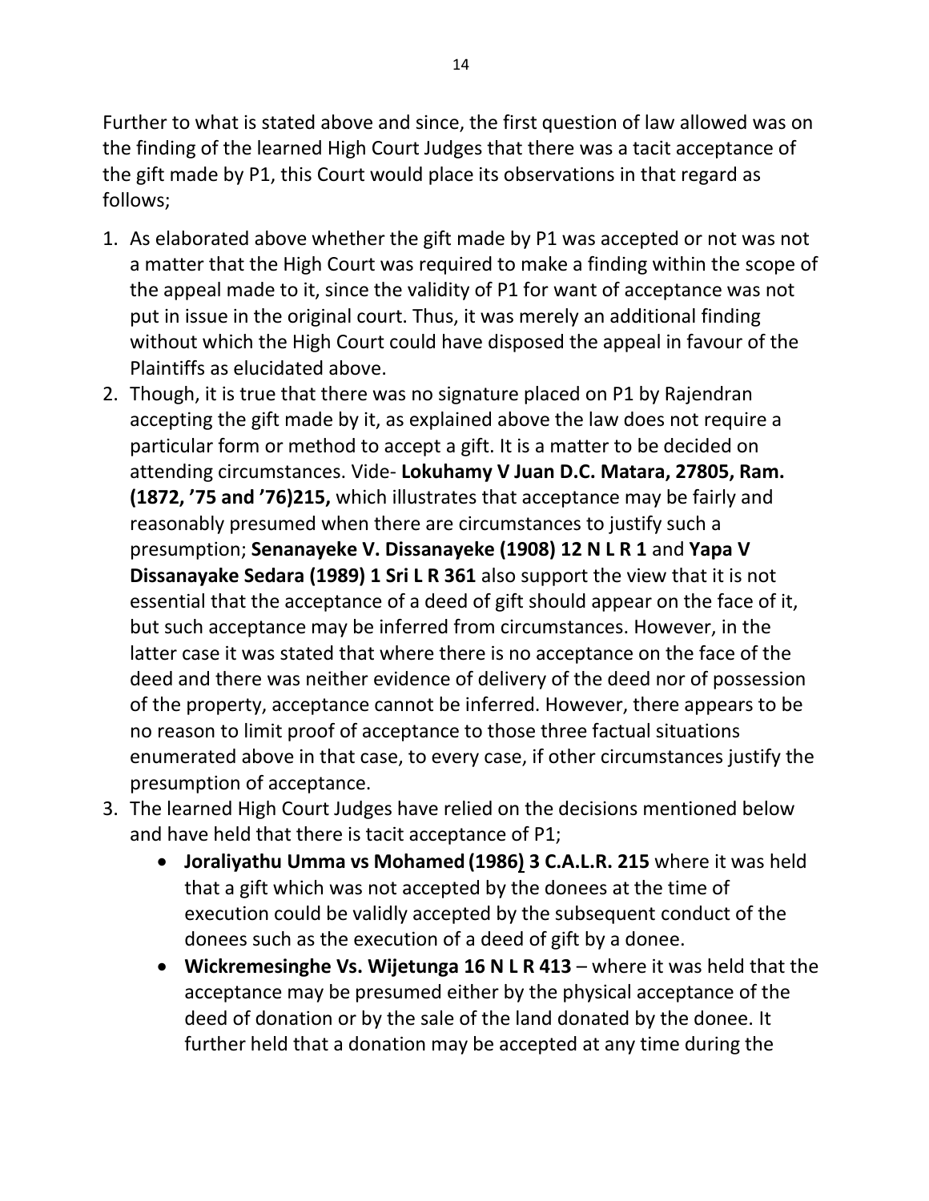Further to what is stated above and since, the first question of law allowed was on the finding of the learned High Court Judges that there was a tacit acceptance of the gift made by P1, this Court would place its observations in that regard as follows;

1. As elaborated above whether the gift made by P1 was accepted or not was not a matter that the High Court was required to make a finding within the scope of the appeal made to it, since the validity of P1 for want of acceptance was not put in issue in the original court. Thus, it was merely an additional finding without which the High Court could have disposed the appeal in favour of the Plaintiffs as elucidated above.
2. Though, it is true that there was no signature placed on P1 by Rajendran accepting the gift made by it, as explained above the law does not require a particular form or method to accept a gift. It is a matter to be decided on attending circumstances. Vide- **Lokuhamy V Juan D.C. Matara, 27805, Ram. (1872, '75 and '76)215,** which illustrates that acceptance may be fairly and reasonably presumed when there are circumstances to justify such a presumption; **Senanayeke V. Dissanayeke (1908) 12 N L R 1** and **Yapa V Dissanayake Sedara (1989) 1 Sri L R 361** also support the view that it is not essential that the acceptance of a deed of gift should appear on the face of it, but such acceptance may be inferred from circumstances. However, in the latter case it was stated that where there is no acceptance on the face of the deed and there was neither evidence of delivery of the deed nor of possession of the property, acceptance cannot be inferred. However, there appears to be no reason to limit proof of acceptance to those three factual situations enumerated above in that case, to every case, if other circumstances justify the presumption of acceptance.
3. The learned High Court Judges have relied on the decisions mentioned below and have held that there is tacit acceptance of P1;
   - **Joraliyathu Umma vs Mohamed (1986) 3 C.A.L.R. 215** where it was held that a gift which was not accepted by the donees at the time of execution could be validly accepted by the subsequent conduct of the donees such as the execution of a deed of gift by a donee.
   - **Wickremesinghe Vs. Wijetunga 16 N L R 413** – where it was held that the acceptance may be presumed either by the physical acceptance of the deed of donation or by the sale of the land donated by the donee. It further held that a donation may be accepted at any time during the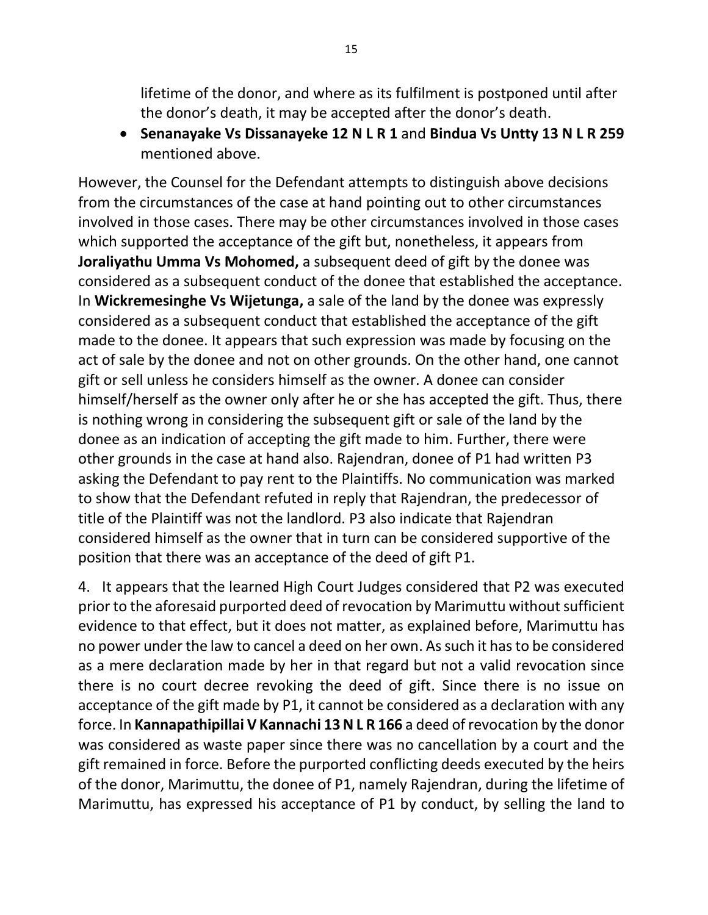lifetime of the donor, and where as its fulfilment is postponed until after the donor's death, it may be accepted after the donor's death.

- **Senanayake Vs Dissanayeke 12 N L R 1** and **Bindua Vs Untty 13 N L R 259** mentioned above.

However, the Counsel for the Defendant attempts to distinguish above decisions from the circumstances of the case at hand pointing out to other circumstances involved in those cases. There may be other circumstances involved in those cases which supported the acceptance of the gift but, nonetheless, it appears from **Joraliyathu Umma Vs Mohomed,** a subsequent deed of gift by the donee was considered as a subsequent conduct of the donee that established the acceptance. In **Wickremesinghe Vs Wijetunga,** a sale of the land by the donee was expressly considered as a subsequent conduct that established the acceptance of the gift made to the donee. It appears that such expression was made by focusing on the act of sale by the donee and not on other grounds. On the other hand, one cannot gift or sell unless he considers himself as the owner. A donee can consider himself/herself as the owner only after he or she has accepted the gift. Thus, there is nothing wrong in considering the subsequent gift or sale of the land by the donee as an indication of accepting the gift made to him. Further, there were other grounds in the case at hand also. Rajendran, donee of P1 had written P3 asking the Defendant to pay rent to the Plaintiffs. No communication was marked to show that the Defendant refuted in reply that Rajendran, the predecessor of title of the Plaintiff was not the landlord. P3 also indicate that Rajendran considered himself as the owner that in turn can be considered supportive of the position that there was an acceptance of the deed of gift P1.

4. It appears that the learned High Court Judges considered that P2 was executed prior to the aforesaid purported deed of revocation by Marimuttu without sufficient evidence to that effect, but it does not matter, as explained before, Marimuttu has no power under the law to cancel a deed on her own. As such it has to be considered as a mere declaration made by her in that regard but not a valid revocation since there is no court decree revoking the deed of gift. Since there is no issue on acceptance of the gift made by P1, it cannot be considered as a declaration with any force. In **Kannapathipillai V Kannachi 13 N L R 166** a deed of revocation by the donor was considered as waste paper since there was no cancellation by a court and the gift remained in force. Before the purported conflicting deeds executed by the heirs of the donor, Marimuttu, the donee of P1, namely Rajendran, during the lifetime of Marimuttu, has expressed his acceptance of P1 by conduct, by selling the land to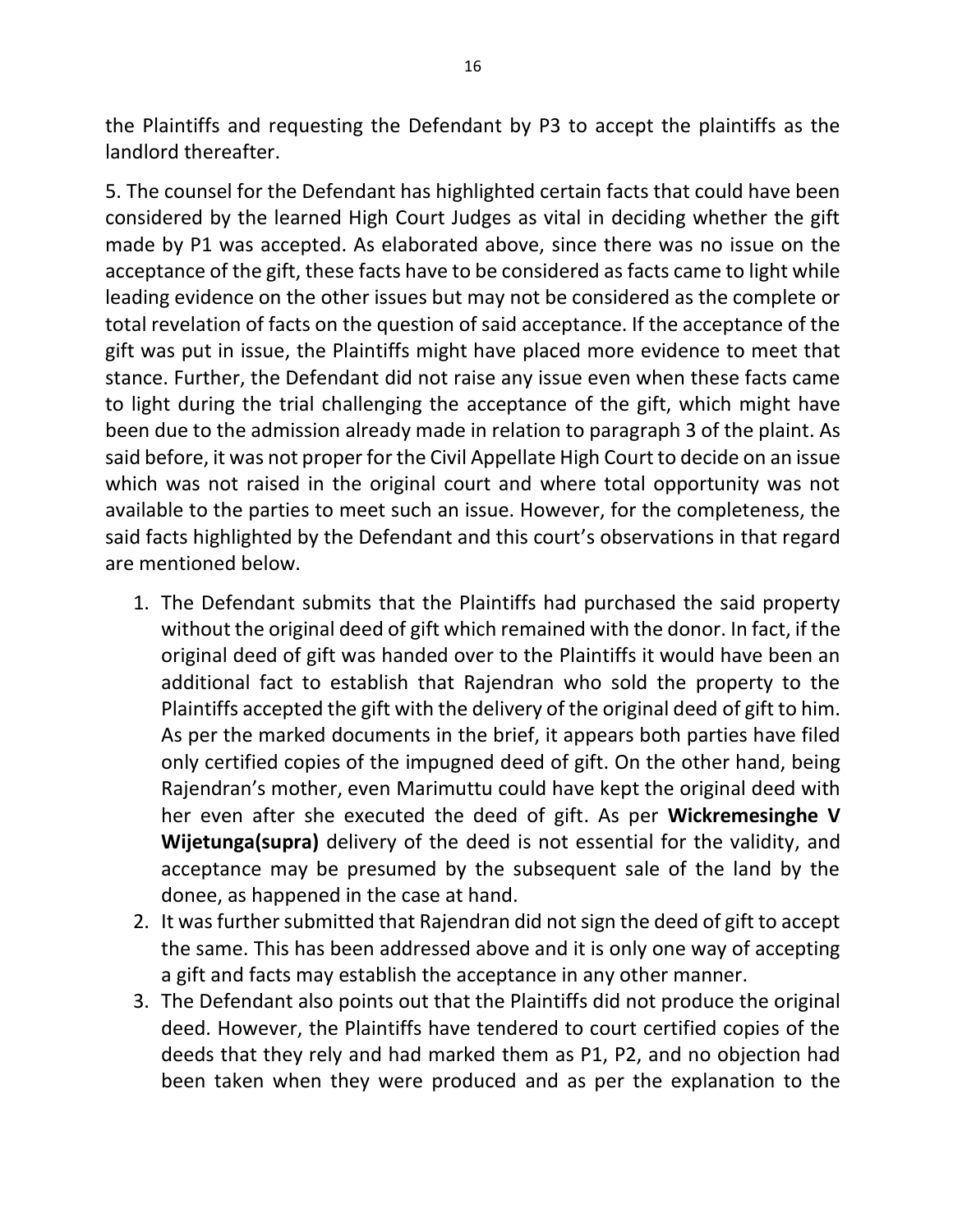the Plaintiffs and requesting the Defendant by P3 to accept the plaintiffs as the landlord thereafter.

5. The counsel for the Defendant has highlighted certain facts that could have been considered by the learned High Court Judges as vital in deciding whether the gift made by P1 was accepted. As elaborated above, since there was no issue on the acceptance of the gift, these facts have to be considered as facts came to light while leading evidence on the other issues but may not be considered as the complete or total revelation of facts on the question of said acceptance. If the acceptance of the gift was put in issue, the Plaintiffs might have placed more evidence to meet that stance. Further, the Defendant did not raise any issue even when these facts came to light during the trial challenging the acceptance of the gift, which might have been due to the admission already made in relation to paragraph 3 of the plaint. As said before, it was not proper for the Civil Appellate High Court to decide on an issue which was not raised in the original court and where total opportunity was not available to the parties to meet such an issue. However, for the completeness, the said facts highlighted by the Defendant and this court's observations in that regard are mentioned below.

1. The Defendant submits that the Plaintiffs had purchased the said property without the original deed of gift which remained with the donor. In fact, if the original deed of gift was handed over to the Plaintiffs it would have been an additional fact to establish that Rajendran who sold the property to the Plaintiffs accepted the gift with the delivery of the original deed of gift to him. As per the marked documents in the brief, it appears both parties have filed only certified copies of the impugned deed of gift. On the other hand, being Rajendran's mother, even Marimuttu could have kept the original deed with her even after she executed the deed of gift. As per **Wickremesinghe V Wijetunga(supra)** delivery of the deed is not essential for the validity, and acceptance may be presumed by the subsequent sale of the land by the donee, as happened in the case at hand.
2. It was further submitted that Rajendran did not sign the deed of gift to accept the same. This has been addressed above and it is only one way of accepting a gift and facts may establish the acceptance in any other manner.
3. The Defendant also points out that the Plaintiffs did not produce the original deed. However, the Plaintiffs have tendered to court certified copies of the deeds that they rely and had marked them as P1, P2, and no objection had been taken when they were produced and as per the explanation to the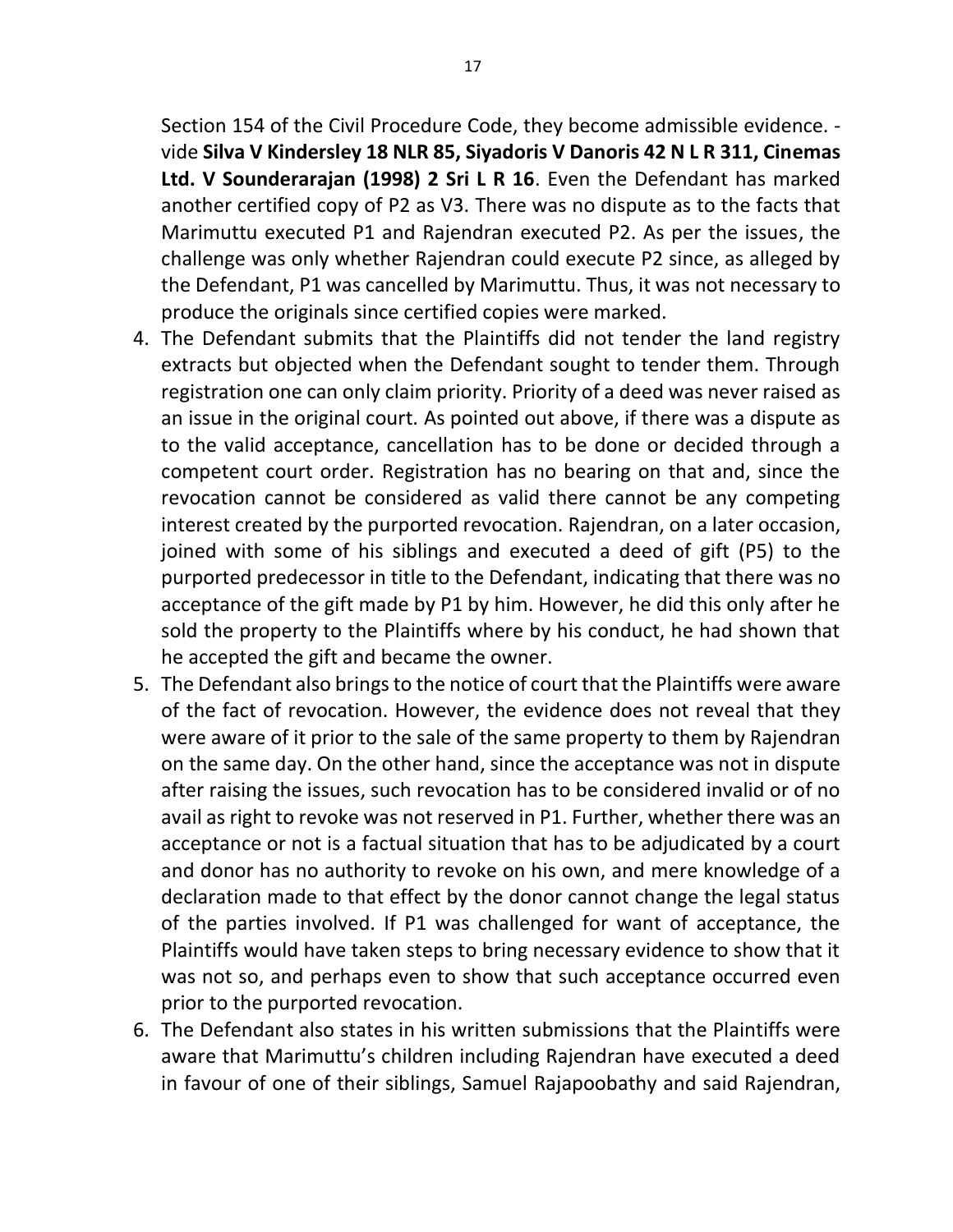Section 154 of the Civil Procedure Code, they become admissible evidence. - vide **Silva V Kindersley 18 NLR 85, Siyadoris V Danoris 42 N L R 311, Cinemas Ltd. V Sounderarajan (1998) 2 Sri L R 16**. Even the Defendant has marked another certified copy of P2 as V3. There was no dispute as to the facts that Marimuttu executed P1 and Rajendran executed P2. As per the issues, the challenge was only whether Rajendran could execute P2 since, as alleged by the Defendant, P1 was cancelled by Marimuttu. Thus, it was not necessary to produce the originals since certified copies were marked.

4. The Defendant submits that the Plaintiffs did not tender the land registry extracts but objected when the Defendant sought to tender them. Through registration one can only claim priority. Priority of a deed was never raised as an issue in the original court. As pointed out above, if there was a dispute as to the valid acceptance, cancellation has to be done or decided through a competent court order. Registration has no bearing on that and, since the revocation cannot be considered as valid there cannot be any competing interest created by the purported revocation. Rajendran, on a later occasion, joined with some of his siblings and executed a deed of gift (P5) to the purported predecessor in title to the Defendant, indicating that there was no acceptance of the gift made by P1 by him. However, he did this only after he sold the property to the Plaintiffs where by his conduct, he had shown that he accepted the gift and became the owner.
5. The Defendant also brings to the notice of court that the Plaintiffs were aware of the fact of revocation. However, the evidence does not reveal that they were aware of it prior to the sale of the same property to them by Rajendran on the same day. On the other hand, since the acceptance was not in dispute after raising the issues, such revocation has to be considered invalid or of no avail as right to revoke was not reserved in P1. Further, whether there was an acceptance or not is a factual situation that has to be adjudicated by a court and donor has no authority to revoke on his own, and mere knowledge of a declaration made to that effect by the donor cannot change the legal status of the parties involved. If P1 was challenged for want of acceptance, the Plaintiffs would have taken steps to bring necessary evidence to show that it was not so, and perhaps even to show that such acceptance occurred even prior to the purported revocation.
6. The Defendant also states in his written submissions that the Plaintiffs were aware that Marimuttu's children including Rajendran have executed a deed in favour of one of their siblings, Samuel Rajapoobathy and said Rajendran,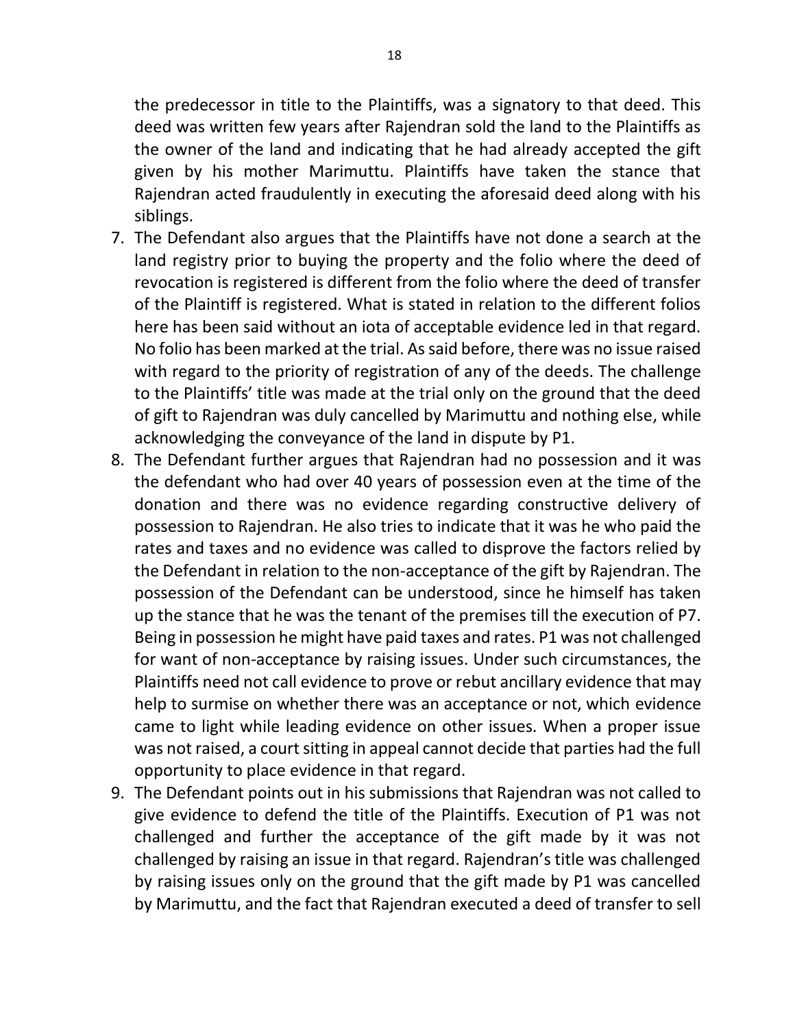the predecessor in title to the Plaintiffs, was a signatory to that deed. This deed was written few years after Rajendran sold the land to the Plaintiffs as the owner of the land and indicating that he had already accepted the gift given by his mother Marimuttu. Plaintiffs have taken the stance that Rajendran acted fraudulently in executing the aforesaid deed along with his siblings.

7. The Defendant also argues that the Plaintiffs have not done a search at the land registry prior to buying the property and the folio where the deed of revocation is registered is different from the folio where the deed of transfer of the Plaintiff is registered. What is stated in relation to the different folios here has been said without an iota of acceptable evidence led in that regard. No folio has been marked at the trial. As said before, there was no issue raised with regard to the priority of registration of any of the deeds. The challenge to the Plaintiffs' title was made at the trial only on the ground that the deed of gift to Rajendran was duly cancelled by Marimuttu and nothing else, while acknowledging the conveyance of the land in dispute by P1.
8. The Defendant further argues that Rajendran had no possession and it was the defendant who had over 40 years of possession even at the time of the donation and there was no evidence regarding constructive delivery of possession to Rajendran. He also tries to indicate that it was he who paid the rates and taxes and no evidence was called to disprove the factors relied by the Defendant in relation to the non-acceptance of the gift by Rajendran. The possession of the Defendant can be understood, since he himself has taken up the stance that he was the tenant of the premises till the execution of P7. Being in possession he might have paid taxes and rates. P1 was not challenged for want of non-acceptance by raising issues. Under such circumstances, the Plaintiffs need not call evidence to prove or rebut ancillary evidence that may help to surmise on whether there was an acceptance or not, which evidence came to light while leading evidence on other issues. When a proper issue was not raised, a court sitting in appeal cannot decide that parties had the full opportunity to place evidence in that regard.
9. The Defendant points out in his submissions that Rajendran was not called to give evidence to defend the title of the Plaintiffs. Execution of P1 was not challenged and further the acceptance of the gift made by it was not challenged by raising an issue in that regard. Rajendran's title was challenged by raising issues only on the ground that the gift made by P1 was cancelled by Marimuttu, and the fact that Rajendran executed a deed of transfer to sell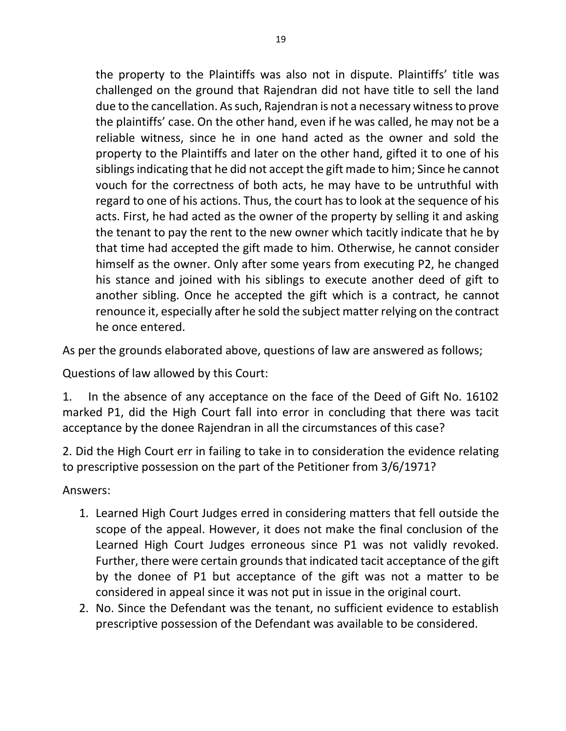the property to the Plaintiffs was also not in dispute. Plaintiffs' title was challenged on the ground that Rajendran did not have title to sell the land due to the cancellation. As such, Rajendran is not a necessary witness to prove the plaintiffs' case. On the other hand, even if he was called, he may not be a reliable witness, since he in one hand acted as the owner and sold the property to the Plaintiffs and later on the other hand, gifted it to one of his siblings indicating that he did not accept the gift made to him; Since he cannot vouch for the correctness of both acts, he may have to be untruthful with regard to one of his actions. Thus, the court has to look at the sequence of his acts. First, he had acted as the owner of the property by selling it and asking the tenant to pay the rent to the new owner which tacitly indicate that he by that time had accepted the gift made to him. Otherwise, he cannot consider himself as the owner. Only after some years from executing P2, he changed his stance and joined with his siblings to execute another deed of gift to another sibling. Once he accepted the gift which is a contract, he cannot renounce it, especially after he sold the subject matter relying on the contract he once entered.

As per the grounds elaborated above, questions of law are answered as follows;

Questions of law allowed by this Court:

1. In the absence of any acceptance on the face of the Deed of Gift No. 16102 marked P1, did the High Court fall into error in concluding that there was tacit acceptance by the donee Rajendran in all the circumstances of this case?

2. Did the High Court err in failing to take in to consideration the evidence relating to prescriptive possession on the part of the Petitioner from 3/6/1971?

Answers:

1. Learned High Court Judges erred in considering matters that fell outside the scope of the appeal. However, it does not make the final conclusion of the Learned High Court Judges erroneous since P1 was not validly revoked. Further, there were certain grounds that indicated tacit acceptance of the gift by the donee of P1 but acceptance of the gift was not a matter to be considered in appeal since it was not put in issue in the original court.
2. No. Since the Defendant was the tenant, no sufficient evidence to establish prescriptive possession of the Defendant was available to be considered.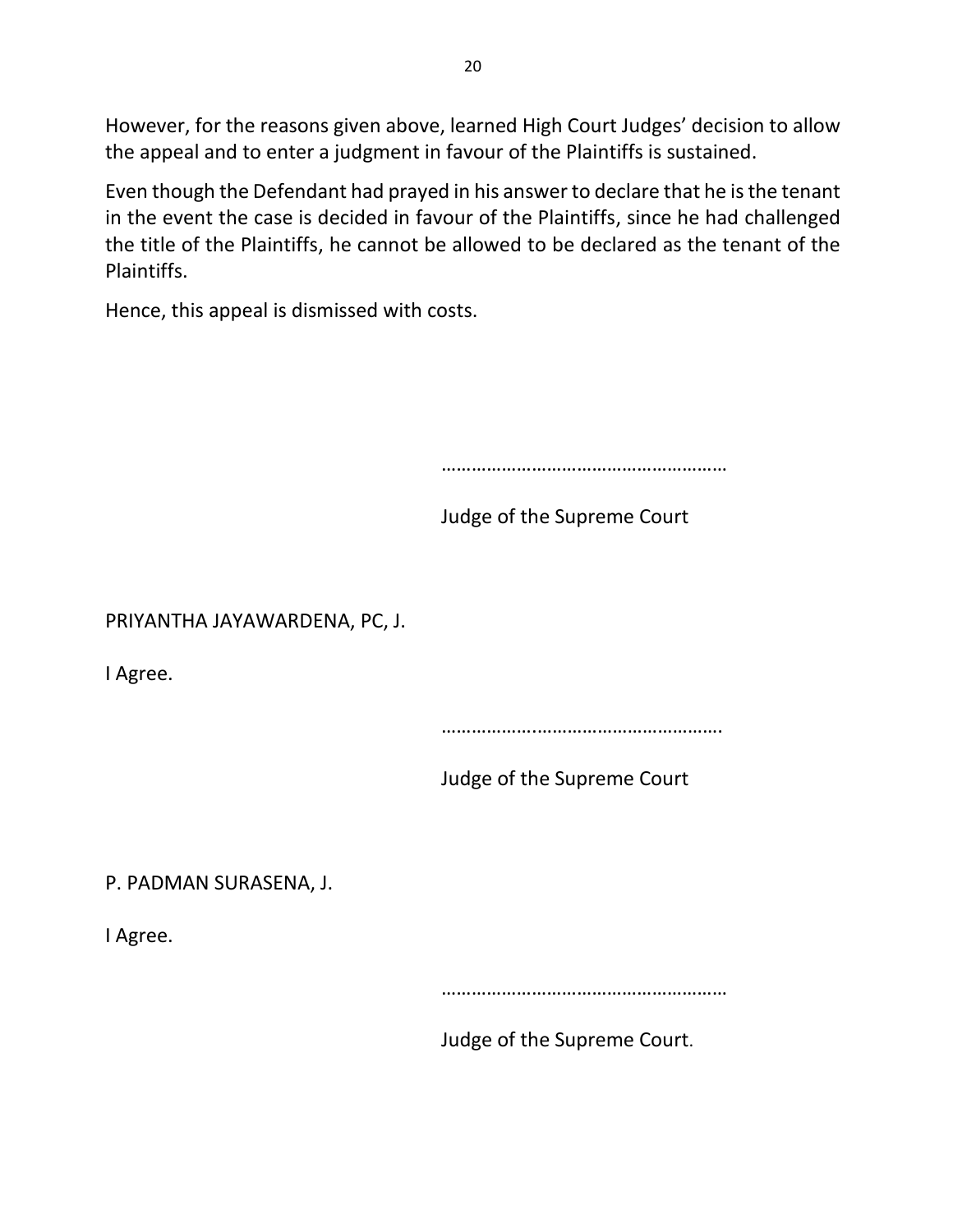However, for the reasons given above, learned High Court Judges' decision to allow the appeal and to enter a judgment in favour of the Plaintiffs is sustained.

Even though the Defendant had prayed in his answer to declare that he is the tenant in the event the case is decided in favour of the Plaintiffs, since he had challenged the title of the Plaintiffs, he cannot be allowed to be declared as the tenant of the Plaintiffs.

Hence, this appeal is dismissed with costs.

………………………………………………

Judge of the Supreme Court

PRIYANTHA JAYAWARDENA, PC, J.

I Agree.

……………………………………………….

Judge of the Supreme Court

P. PADMAN SURASENA, J.

I Agree.

………………………………………………

Judge of the Supreme Court.